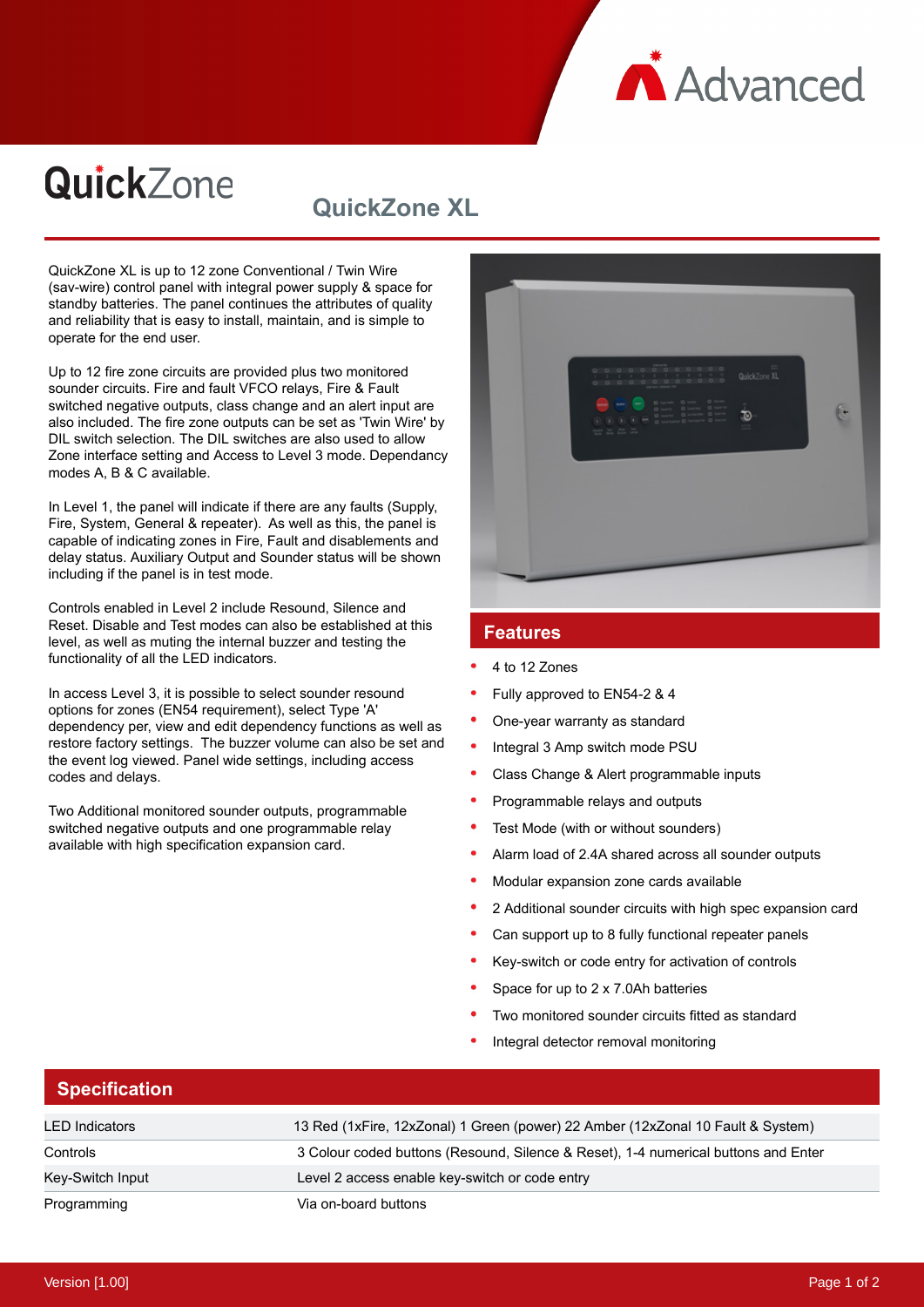Advanced

# QuickZone

## QuickZone XL

QuickZone XL is up to 12 zone Conventional / Twin Wire (sav-wire) control panel with integral power supply & space for standby batteries. The panel continues the attributes of quality and reliability that is easy to install, maintain, and is simple to operate for the end user.

Up to 12 fire zone circuits are provided plus two monitored sounder circuits. Fire and fault VFCO relays, Fire & Fault switched negative outputs, class change and an alert input are also included. The fire zone outputs can be set as 'Twin Wire' by DIL switch selection. The DIL switches are also used to allow Zone interface setting and Access to Level 3 mode. Dependancy modes A, B & C available.

In Level 1, the panel will indicate if there are any faults (Supply, Fire, System, General & repeater). As well as this, the panel is capable of indicating zones in Fire, Fault and disablements and delay status. Auxiliary Output and Sounder status will be shown including if the panel is in test mode.

Controls enabled in Level 2 include Resound, Silence and Reset. Disable and Test modes can also be established at this level, as well as muting the internal buzzer and testing the functionality of all the LED indicators.

In access Level 3, it is possible to select sounder resound options for zones (EN54 requirement), select Type 'A' dependency per, view and edit dependency functions as well as restore factory settings. The buzzer volume can also be set and the event log viewed. Panel wide settings, including access codes and delays.

Two Additional monitored sounder outputs, programmable switched negative outputs and one programmable relay available with high specification expansion card.

## Features

- 4 to 12 Zones
- Fully approved to EN54-2 & 4
- One-year warranty as standard
- Integral 3 Amp switch mode PSU
- Class Change & Alert programmable inputs
- Programmable relays and outputs
- Test Mode (with or without sounders)
- Alarm load of 2.4A shared across all sounder outputs
- Modular expansion zone cards available
- 2 Additional sounder circuits with high spec expansion card
- Can support up to 8 fully functional repeater panels
- Key-switch or code entry for activation of controls
- Space for up to 2 x 7.0Ah batteries
- Two monitored sounder circuits fitted as standard
- Integral detector removal monitoring

## Specification

| | |
|---|---|
| LED Indicators | 13 Red (1xFire, 12xZonal) 1 Green (power) 22 Amber (12xZonal 10 Fault & System) |
| Controls | 3 Colour coded buttons (Resound, Silence & Reset), 1-4 numerical buttons and Enter |
| Key-Switch Input | Level 2 access enable key-switch or code entry |
| Programming | Via on-board buttons |

Version [1.00]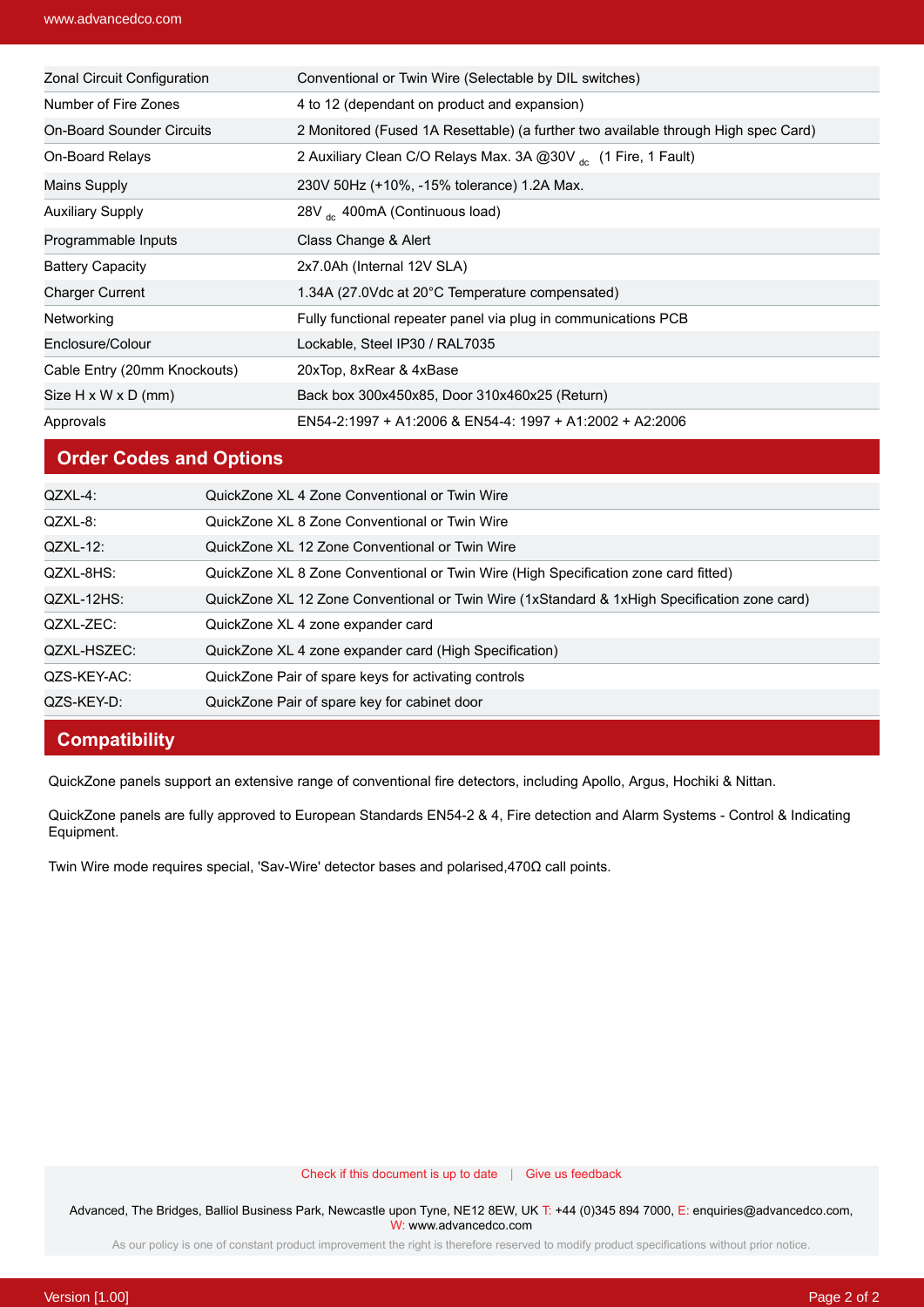| | |
|---|---|
| Zonal Circuit Configuration | Conventional or Twin Wire (Selectable by DIL switches) |
| Number of Fire Zones | 4 to 12 (dependant on product and expansion) |
| On-Board Sounder Circuits | 2 Monitored (Fused 1A Resettable) (a further two available through High spec Card) |
| On-Board Relays | 2 Auxiliary Clean C/O Relays Max. 3A @30V $_{dc}$ (1 Fire, 1 Fault) |
| Mains Supply | 230V 50Hz (+10%, -15% tolerance) 1.2A Max. |
| Auxiliary Supply | 28V $_{dc}$ 400mA (Continuous load) |
| Programmable Inputs | Class Change & Alert |
| Battery Capacity | 2x7.0Ah (Internal 12V SLA) |
| Charger Current | 1.34A (27.0Vdc at 20°C Temperature compensated) |
| Networking | Fully functional repeater panel via plug in communications PCB |
| Enclosure/Colour | Lockable, Steel IP30 / RAL7035 |
| Cable Entry (20mm Knockouts) | 20xTop, 8xRear & 4xBase |
| Size H x W x D (mm) | Back box 300x450x85, Door 310x460x25 (Return) |
| Approvals | EN54-2:1997 + A1:2006 & EN54-4: 1997 + A1:2002 + A2:2006 |

## Order Codes and Options

| | |
|---|---|
| QZXL-4: | QuickZone XL 4 Zone Conventional or Twin Wire |
| QZXL-8: | QuickZone XL 8 Zone Conventional or Twin Wire |
| QZXL-12: | QuickZone XL 12 Zone Conventional or Twin Wire |
| QZXL-8HS: | QuickZone XL 8 Zone Conventional or Twin Wire (High Specification zone card fitted) |
| QZXL-12HS: | QuickZone XL 12 Zone Conventional or Twin Wire (1xStandard & 1xHigh Specification zone card) |
| QZXL-ZEC: | QuickZone XL 4 zone expander card |
| QZXL-HSZEC: | QuickZone XL 4 zone expander card (High Specification) |
| QZS-KEY-AC: | QuickZone Pair of spare keys for activating controls |
| QZS-KEY-D: | QuickZone Pair of spare key for cabinet door |

## Compatibility

QuickZone panels support an extensive range of conventional fire detectors, including Apollo, Argus, Hochiki & Nittan.

QuickZone panels are fully approved to European Standards EN54-2 & 4, Fire detection and Alarm Systems - Control & Indicating Equipment.

Twin Wire mode requires special, 'Sav-Wire' detector bases and polarised,470Ω call points.

Check if this document is up to date | Give us feedback

Advanced, The Bridges, Balliol Business Park, Newcastle upon Tyne, NE12 8EW, UK T: +44 (0)345 894 7000, E: enquiries@advancedco.com, W: www.advancedco.com

As our policy is one of constant product improvement the right is therefore reserved to modify product specifications without prior notice.

Version [1.00]